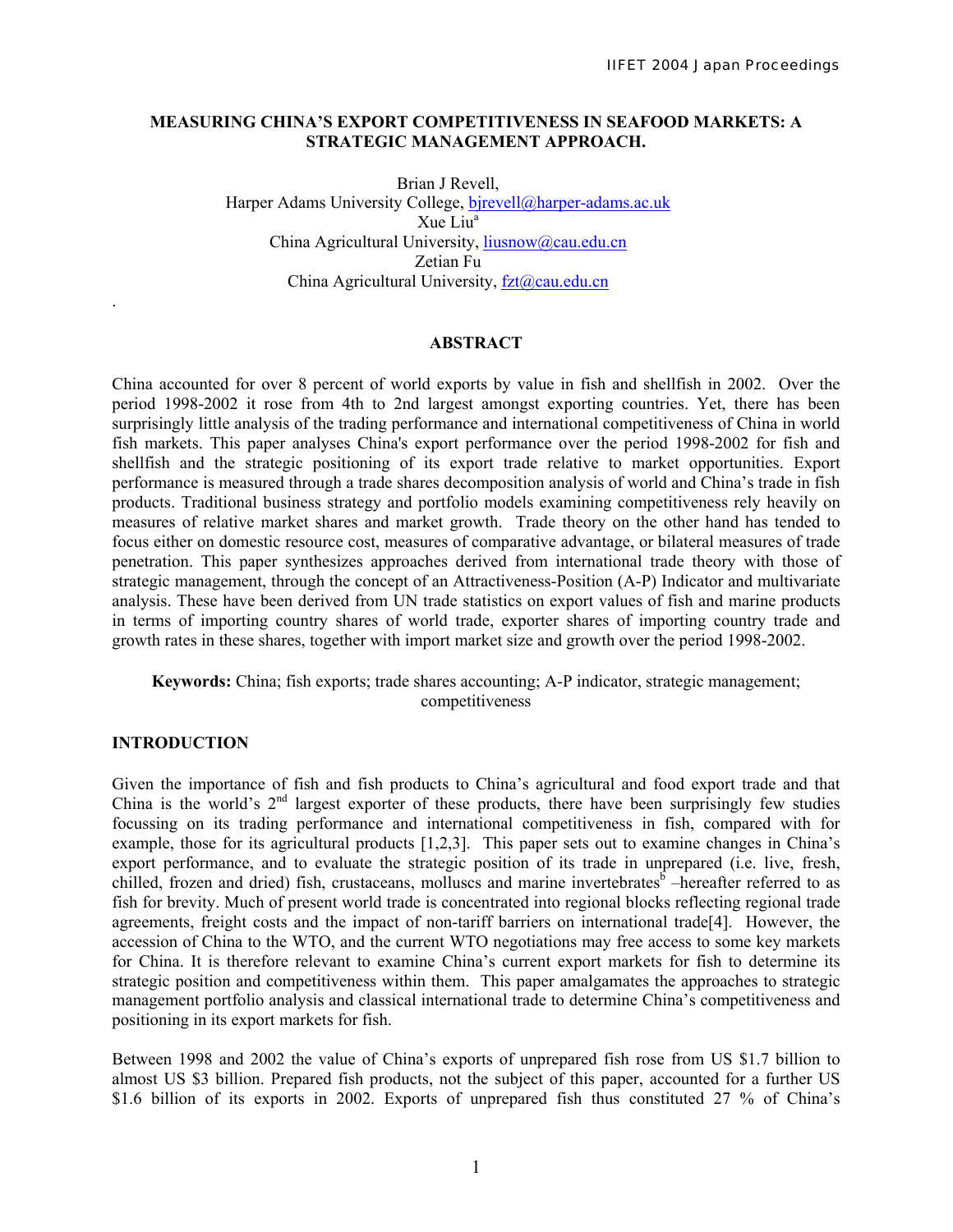# MEASURING CHINA'S EXPORT COMPETITIVENESS IN SEAFOOD MARKETS: A STRATEGIC MANAGEMENT APPROACH.

Brian J Revell,
Harper Adams University College, bjrevell@harper-adams.ac.uk
Xue Liu[a]
China Agricultural University, liusnow@cau.edu.cn
Zetian Fu
China Agricultural University, fzt@cau.edu.cn

## ABSTRACT

China accounted for over 8 percent of world exports by value in fish and shellfish in 2002. Over the period 1998-2002 it rose from 4th to 2nd largest amongst exporting countries. Yet, there has been surprisingly little analysis of the trading performance and international competitiveness of China in world fish markets. This paper analyses China's export performance over the period 1998-2002 for fish and shellfish and the strategic positioning of its export trade relative to market opportunities. Export performance is measured through a trade shares decomposition analysis of world and China's trade in fish products. Traditional business strategy and portfolio models examining competitiveness rely heavily on measures of relative market shares and market growth. Trade theory on the other hand has tended to focus either on domestic resource cost, measures of comparative advantage, or bilateral measures of trade penetration. This paper synthesizes approaches derived from international trade theory with those of strategic management, through the concept of an Attractiveness-Position (A-P) Indicator and multivariate analysis. These have been derived from UN trade statistics on export values of fish and marine products in terms of importing country shares of world trade, exporter shares of importing country trade and growth rates in these shares, together with import market size and growth over the period 1998-2002.

**Keywords:** China; fish exports; trade shares accounting; A-P indicator, strategic management; competitiveness

## INTRODUCTION

Given the importance of fish and fish products to China's agricultural and food export trade and that China is the world's 2nd largest exporter of these products, there have been surprisingly few studies focussing on its trading performance and international competitiveness in fish, compared with for example, those for its agricultural products [1,2,3]. This paper sets out to examine changes in China's export performance, and to evaluate the strategic position of its trade in unprepared (i.e. live, fresh, chilled, frozen and dried) fish, crustaceans, molluscs and marine invertebrates[b] –hereafter referred to as fish for brevity. Much of present world trade is concentrated into regional blocks reflecting regional trade agreements, freight costs and the impact of non-tariff barriers on international trade[4]. However, the accession of China to the WTO, and the current WTO negotiations may free access to some key markets for China. It is therefore relevant to examine China's current export markets for fish to determine its strategic position and competitiveness within them. This paper amalgamates the approaches to strategic management portfolio analysis and classical international trade to determine China's competitiveness and positioning in its export markets for fish.

Between 1998 and 2002 the value of China's exports of unprepared fish rose from US $1.7 billion to almost US $3 billion. Prepared fish products, not the subject of this paper, accounted for a further US $1.6 billion of its exports in 2002. Exports of unprepared fish thus constituted 27 % of China's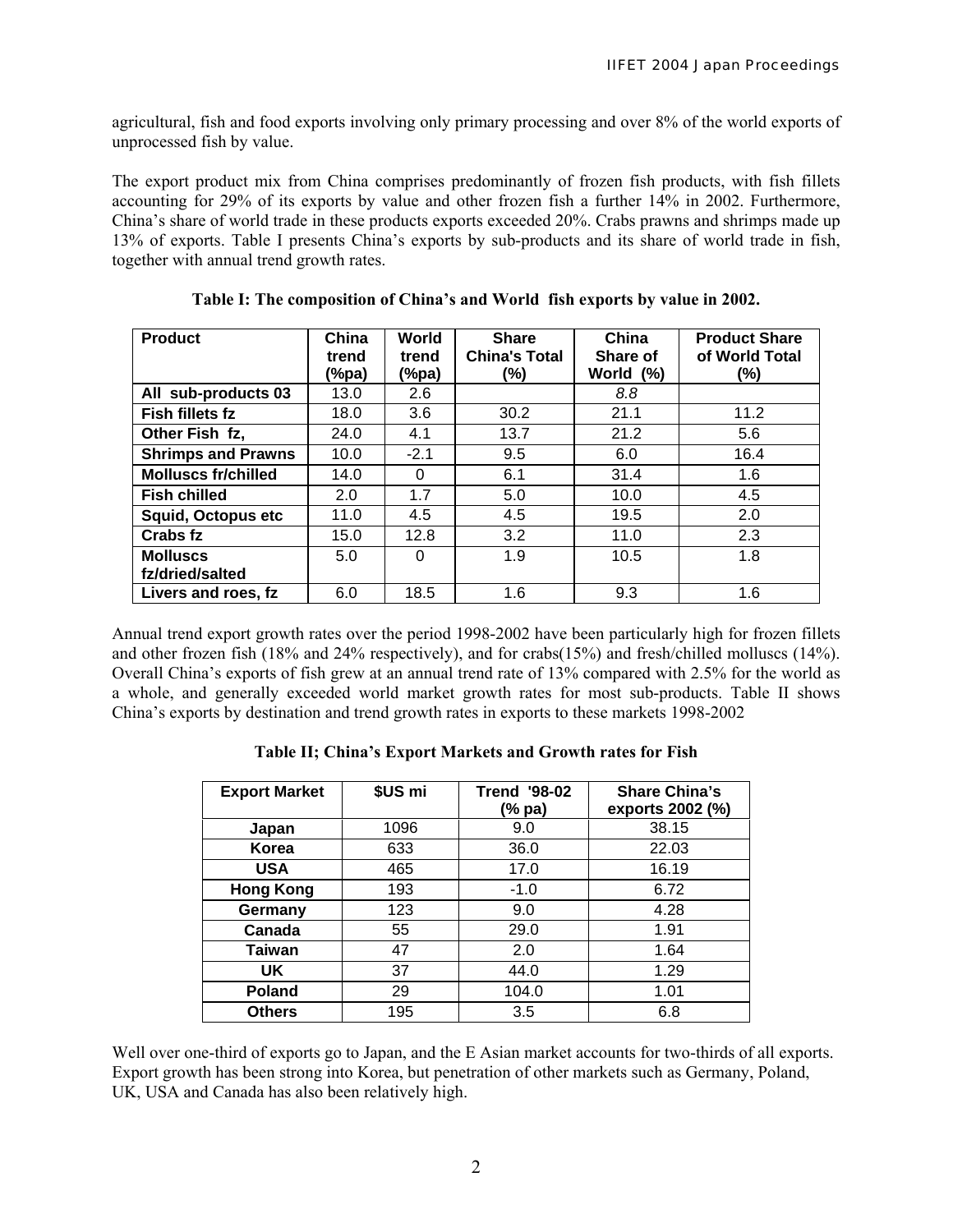agricultural, fish and food exports involving only primary processing and over 8% of the world exports of unprocessed fish by value.

The export product mix from China comprises predominantly of frozen fish products, with fish fillets accounting for 29% of its exports by value and other frozen fish a further 14% in 2002. Furthermore, China's share of world trade in these products exports exceeded 20%. Crabs prawns and shrimps made up 13% of exports. Table I presents China's exports by sub-products and its share of world trade in fish, together with annual trend growth rates.

**Table I: The composition of China's and World fish exports by value in 2002.**

| Product | China trend (%pa) | World trend (%pa) | Share China's Total (%) | China Share of World (%) | Product Share of World Total (%) |
|---|---|---|---|---|---|
| **All sub-products 03** | 13.0 | 2.6 | | *8.8* | |
| **Fish fillets fz** | 18.0 | 3.6 | 30.2 | 21.1 | 11.2 |
| **Other Fish fz,** | 24.0 | 4.1 | 13.7 | 21.2 | 5.6 |
| **Shrimps and Prawns** | 10.0 | -2.1 | 9.5 | 6.0 | 16.4 |
| **Molluscs fr/chilled** | 14.0 | 0 | 6.1 | 31.4 | 1.6 |
| **Fish chilled** | 2.0 | 1.7 | 5.0 | 10.0 | 4.5 |
| **Squid, Octopus etc** | 11.0 | 4.5 | 4.5 | 19.5 | 2.0 |
| **Crabs fz** | 15.0 | 12.8 | 3.2 | 11.0 | 2.3 |
| **Molluscs fz/dried/salted** | 5.0 | 0 | 1.9 | 10.5 | 1.8 |
| **Livers and roes, fz** | 6.0 | 18.5 | 1.6 | 9.3 | 1.6 |

Annual trend export growth rates over the period 1998-2002 have been particularly high for frozen fillets and other frozen fish (18% and 24% respectively), and for crabs(15%) and fresh/chilled molluscs (14%). Overall China's exports of fish grew at an annual trend rate of 13% compared with 2.5% for the world as a whole, and generally exceeded world market growth rates for most sub-products. Table II shows China's exports by destination and trend growth rates in exports to these markets 1998-2002

**Table II; China's Export Markets and Growth rates for Fish**

| Export Market | $US mi | Trend '98-02 (% pa) | Share China's exports 2002 (%) |
|---|---|---|---|
| **Japan** | 1096 | 9.0 | 38.15 |
| **Korea** | 633 | 36.0 | 22.03 |
| **USA** | 465 | 17.0 | 16.19 |
| **Hong Kong** | 193 | -1.0 | 6.72 |
| **Germany** | 123 | 9.0 | 4.28 |
| **Canada** | 55 | 29.0 | 1.91 |
| **Taiwan** | 47 | 2.0 | 1.64 |
| **UK** | 37 | 44.0 | 1.29 |
| **Poland** | 29 | 104.0 | 1.01 |
| **Others** | 195 | 3.5 | 6.8 |

Well over one-third of exports go to Japan, and the E Asian market accounts for two-thirds of all exports. Export growth has been strong into Korea, but penetration of other markets such as Germany, Poland, UK, USA and Canada has also been relatively high.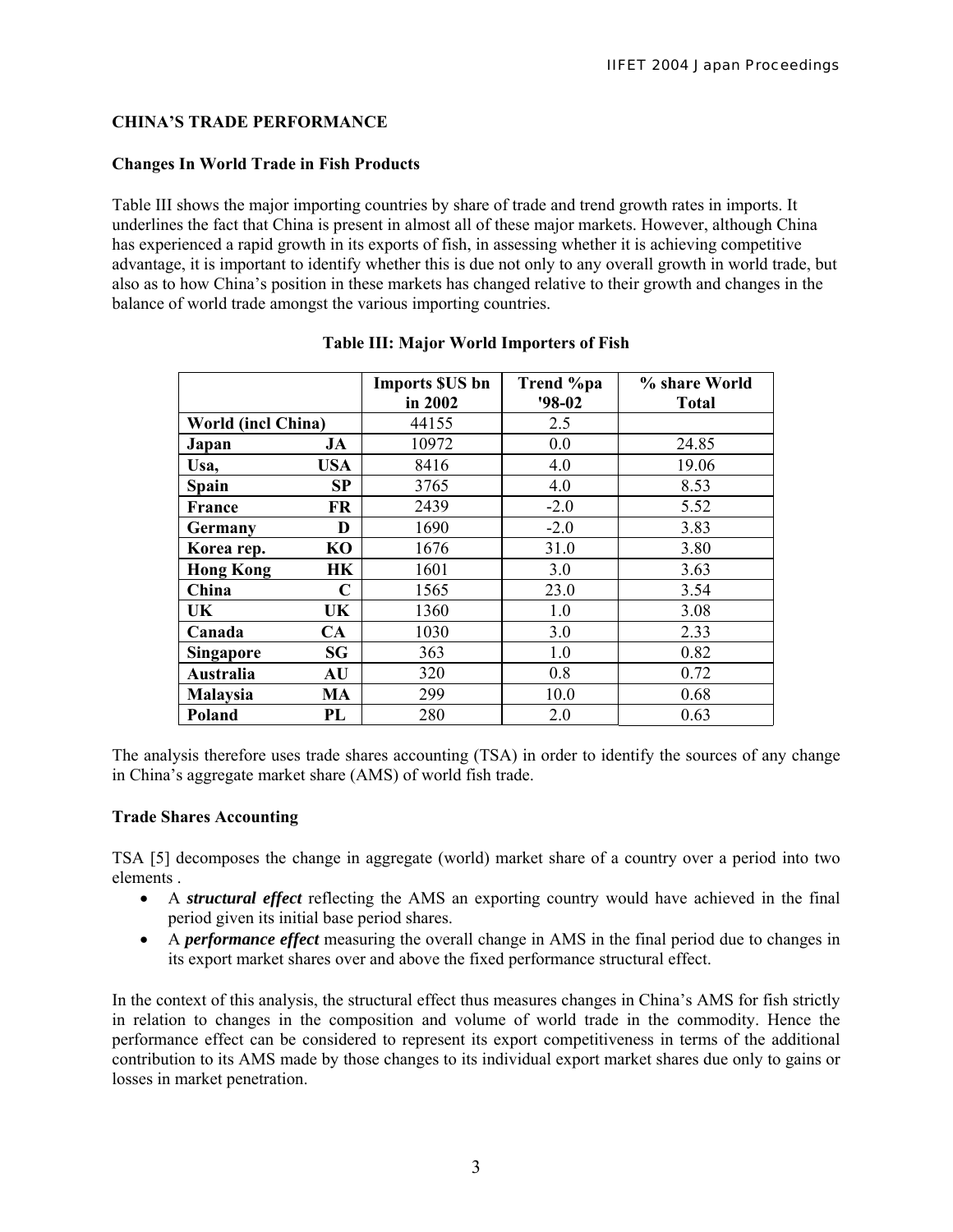## CHINA'S TRADE PERFORMANCE

### Changes In World Trade in Fish Products

Table III shows the major importing countries by share of trade and trend growth rates in imports. It underlines the fact that China is present in almost all of these major markets. However, although China has experienced a rapid growth in its exports of fish, in assessing whether it is achieving competitive advantage, it is important to identify whether this is due not only to any overall growth in world trade, but also as to how China's position in these markets has changed relative to their growth and changes in the balance of world trade amongst the various importing countries.

**Table III: Major World Importers of Fish**

| | | Imports $US bn in 2002 | Trend %pa '98-02 | % share World Total |
|---|---|---|---|---|
| **World (incl China)** | | 44155 | 2.5 | |
| **Japan** | **JA** | 10972 | 0.0 | 24.85 |
| **Usa,** | **USA** | 8416 | 4.0 | 19.06 |
| **Spain** | **SP** | 3765 | 4.0 | 8.53 |
| **France** | **FR** | 2439 | -2.0 | 5.52 |
| **Germany** | **D** | 1690 | -2.0 | 3.83 |
| **Korea rep.** | **KO** | 1676 | 31.0 | 3.80 |
| **Hong Kong** | **HK** | 1601 | 3.0 | 3.63 |
| **China** | **C** | 1565 | 23.0 | 3.54 |
| **UK** | **UK** | 1360 | 1.0 | 3.08 |
| **Canada** | **CA** | 1030 | 3.0 | 2.33 |
| **Singapore** | **SG** | 363 | 1.0 | 0.82 |
| **Australia** | **AU** | 320 | 0.8 | 0.72 |
| **Malaysia** | **MA** | 299 | 10.0 | 0.68 |
| **Poland** | **PL** | 280 | 2.0 | 0.63 |

The analysis therefore uses trade shares accounting (TSA) in order to identify the sources of any change in China's aggregate market share (AMS) of world fish trade.

### Trade Shares Accounting

TSA [5] decomposes the change in aggregate (world) market share of a country over a period into two elements .

- A ***structural effect*** reflecting the AMS an exporting country would have achieved in the final period given its initial base period shares.
- A ***performance effect*** measuring the overall change in AMS in the final period due to changes in its export market shares over and above the fixed performance structural effect.

In the context of this analysis, the structural effect thus measures changes in China's AMS for fish strictly in relation to changes in the composition and volume of world trade in the commodity. Hence the performance effect can be considered to represent its export competitiveness in terms of the additional contribution to its AMS made by those changes to its individual export market shares due only to gains or losses in market penetration.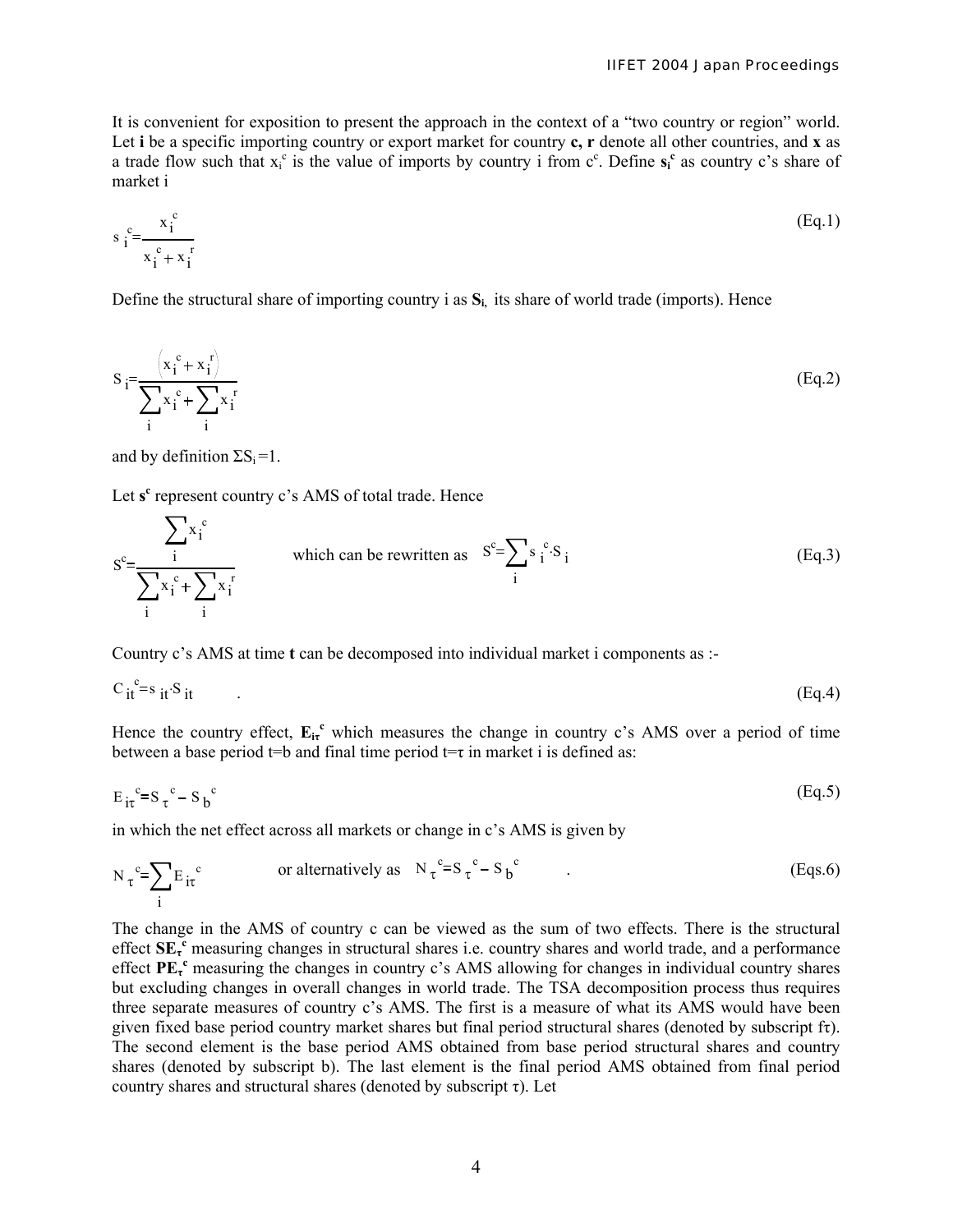It is convenient for exposition to present the approach in the context of a "two country or region" world. Let **i** be a specific importing country or export market for country **c, r** denote all other countries, and **x** as a trade flow such that $x_i^c$ is the value of imports by country i from $c^c$. Define $\mathbf{s_i^c}$ as country c's share of market i

$$s_i^c = \frac{x_i^c}{x_i^c + x_i^r} \tag{Eq.1}$$

Define the structural share of importing country i as $\mathbf{S_i}$, its share of world trade (imports). Hence

$$S_i = \frac{\left(x_i^c + x_i^r\right)}{\sum_i x_i^c + \sum_i x_i^r} \tag{Eq.2}$$

and by definition $\Sigma S_i = 1$.

Let $\mathbf{s^c}$ represent country c's AMS of total trade. Hence

$$S^c = \frac{\sum_i x_i^c}{\sum_i x_i^c + \sum_i x_i^r} \quad \text{which can be rewritten as} \quad S^c = \sum_i s_i^c \cdot S_i \tag{Eq.3}$$

Country c's AMS at time **t** can be decomposed into individual market i components as :-

$$C_{it}^c = s_{it} \cdot S_{it} \quad . \tag{Eq.4}$$

Hence the country effect, $\mathbf{E_{i\tau}^c}$ which measures the change in country c's AMS over a period of time between a base period t=b and final time period t=τ in market i is defined as:

$$E_{i\tau}^c = S_\tau^c - S_b^c \tag{Eq.5}$$

in which the net effect across all markets or change in c's AMS is given by

$$N_\tau^c = \sum_i E_{i\tau}^c \quad \text{or alternatively as} \quad N_\tau^c = S_\tau^c - S_b^c \quad . \tag{Eqs.6}$$

The change in the AMS of country c can be viewed as the sum of two effects. There is the structural effect $\mathbf{SE_\tau^c}$ measuring changes in structural shares i.e. country shares and world trade, and a performance effect $\mathbf{PE_\tau^c}$ measuring the changes in country c's AMS allowing for changes in individual country shares but excluding changes in overall changes in world trade. The TSA decomposition process thus requires three separate measures of country c's AMS. The first is a measure of what its AMS would have been given fixed base period country market shares but final period structural shares (denoted by subscript fτ). The second element is the base period AMS obtained from base period structural shares and country shares (denoted by subscript b). The last element is the final period AMS obtained from final period country shares and structural shares (denoted by subscript τ). Let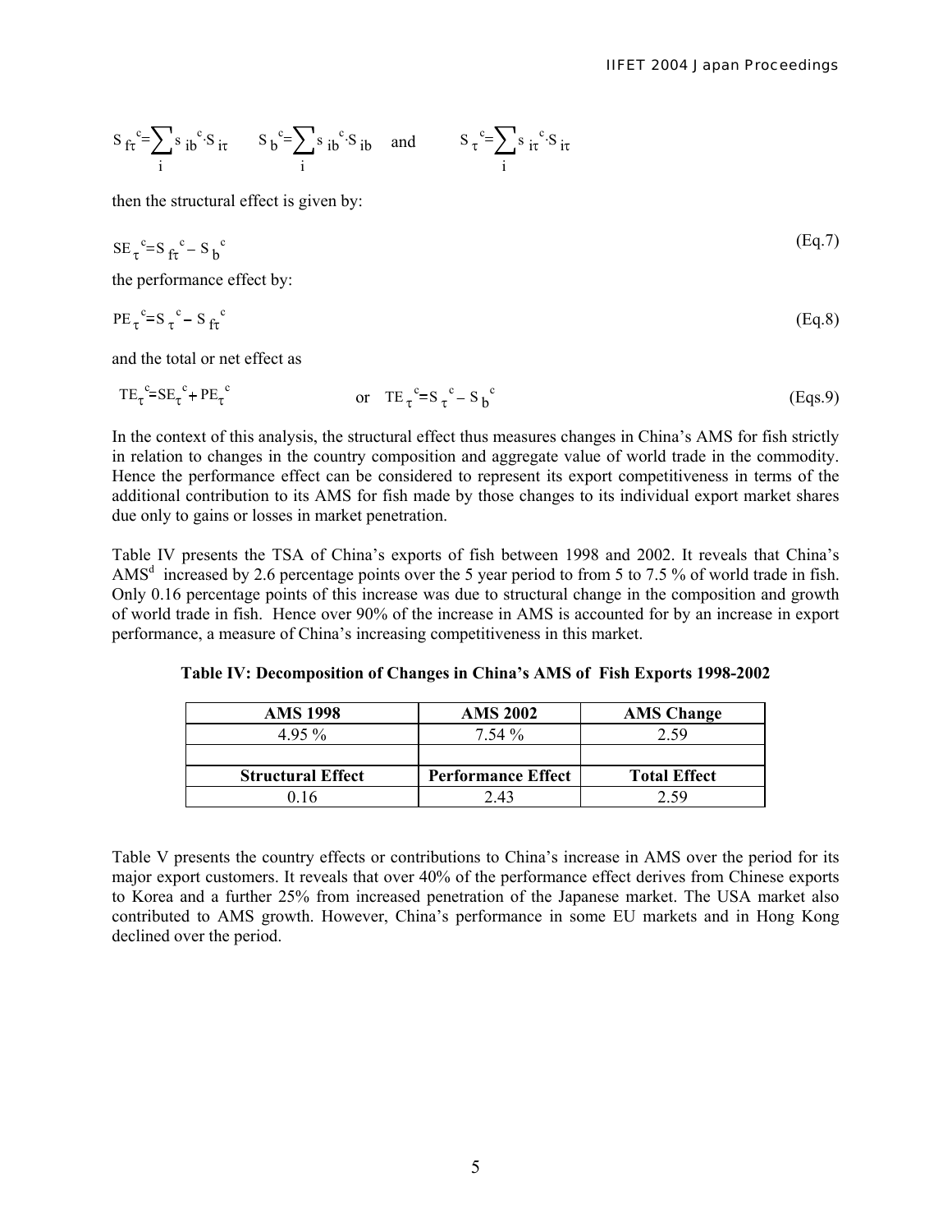$$S_{f\tau}^{c} = \sum_{i} s_{ib}^{c} \cdot S_{i\tau} \qquad S_{b}^{c} = \sum_{i} s_{ib}^{c} \cdot S_{ib} \quad \text{and} \qquad S_{\tau}^{c} = \sum_{i} s_{i\tau}^{c} \cdot S_{i\tau}$$

then the structural effect is given by:

$$SE_{\tau}^{c} = S_{f\tau}^{c} - S_{b}^{c} \tag{Eq.7}$$

the performance effect by:

$$PE_{\tau}^{c} = S_{\tau}^{c} - S_{f\tau}^{c} \tag{Eq.8}$$

and the total or net effect as

$$TE_{\tau}^{c} = SE_{\tau}^{c} + PE_{\tau}^{c} \qquad \text{or} \quad TE_{\tau}^{c} = S_{\tau}^{c} - S_{b}^{c} \tag{Eqs.9}$$

In the context of this analysis, the structural effect thus measures changes in China's AMS for fish strictly in relation to changes in the country composition and aggregate value of world trade in the commodity. Hence the performance effect can be considered to represent its export competitiveness in terms of the additional contribution to its AMS for fish made by those changes to its individual export market shares due only to gains or losses in market penetration.

Table IV presents the TSA of China's exports of fish between 1998 and 2002. It reveals that China's AMS[d] increased by 2.6 percentage points over the 5 year period to from 5 to 7.5 % of world trade in fish. Only 0.16 percentage points of this increase was due to structural change in the composition and growth of world trade in fish. Hence over 90% of the increase in AMS is accounted for by an increase in export performance, a measure of China's increasing competitiveness in this market.

**Table IV: Decomposition of Changes in China's AMS of Fish Exports 1998-2002**

| AMS 1998 | AMS 2002 | AMS Change |
|---|---|---|
| 4.95 % | 7.54 % | 2.59 |
| | | |
| **Structural Effect** | **Performance Effect** | **Total Effect** |
| 0.16 | 2.43 | 2.59 |

Table V presents the country effects or contributions to China's increase in AMS over the period for its major export customers. It reveals that over 40% of the performance effect derives from Chinese exports to Korea and a further 25% from increased penetration of the Japanese market. The USA market also contributed to AMS growth. However, China's performance in some EU markets and in Hong Kong declined over the period.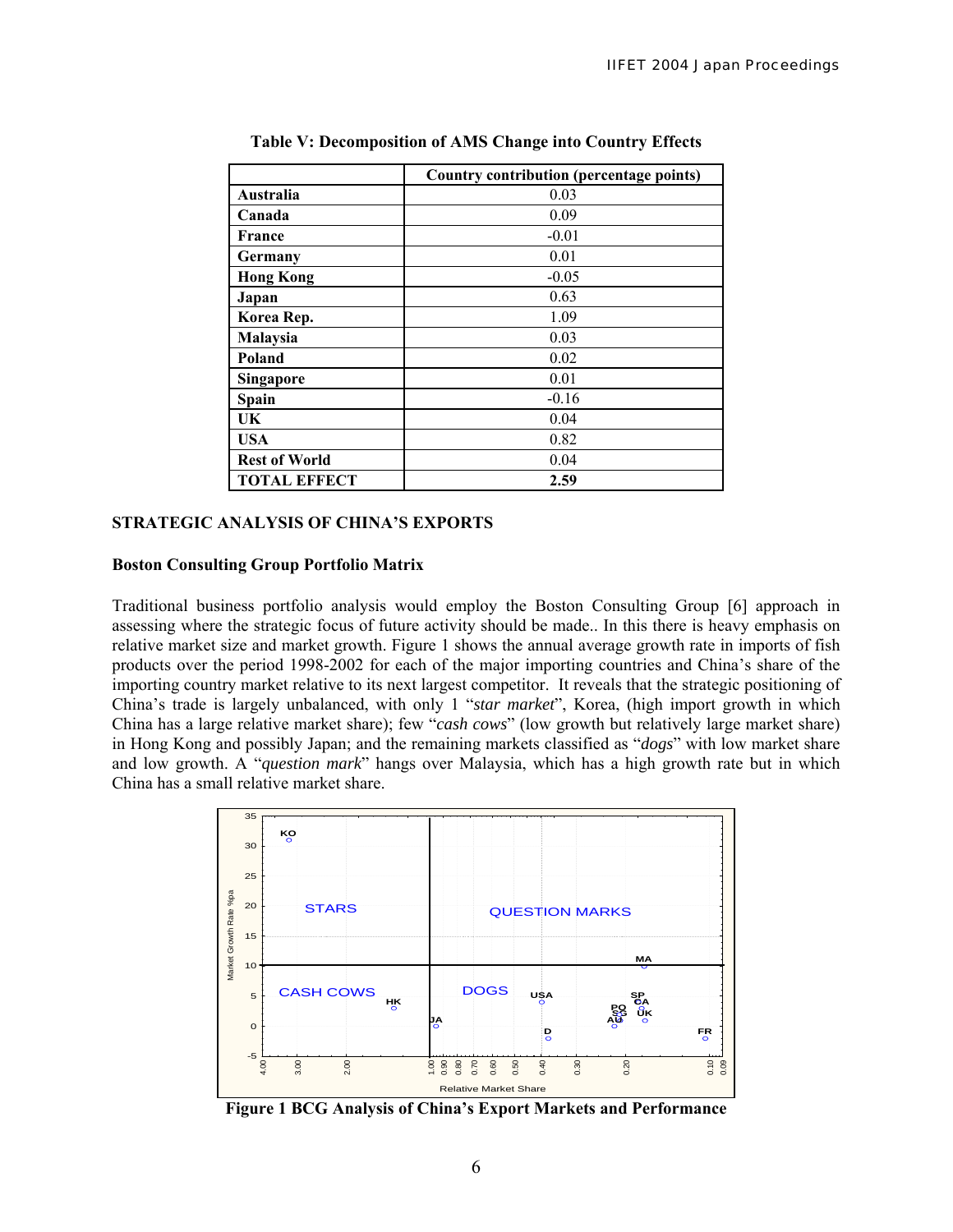**Table V: Decomposition of AMS Change into Country Effects**

| | Country contribution (percentage points) |
|---|---|
| **Australia** | 0.03 |
| **Canada** | 0.09 |
| **France** | -0.01 |
| **Germany** | 0.01 |
| **Hong Kong** | -0.05 |
| **Japan** | 0.63 |
| **Korea Rep.** | 1.09 |
| **Malaysia** | 0.03 |
| **Poland** | 0.02 |
| **Singapore** | 0.01 |
| **Spain** | -0.16 |
| **UK** | 0.04 |
| **USA** | 0.82 |
| **Rest of World** | 0.04 |
| **TOTAL EFFECT** | **2.59** |

## STRATEGIC ANALYSIS OF CHINA'S EXPORTS

### Boston Consulting Group Portfolio Matrix

Traditional business portfolio analysis would employ the Boston Consulting Group [6] approach in assessing where the strategic focus of future activity should be made.. In this there is heavy emphasis on relative market size and market growth. Figure 1 shows the annual average growth rate in imports of fish products over the period 1998-2002 for each of the major importing countries and China's share of the importing country market relative to its next largest competitor. It reveals that the strategic positioning of China's trade is largely unbalanced, with only 1 "*star market*", Korea, (high import growth in which China has a large relative market share); few "*cash cows*" (low growth but relatively large market share) in Hong Kong and possibly Japan; and the remaining markets classified as "*dogs*" with low market share and low growth. A "*question mark*" hangs over Malaysia, which has a high growth rate but in which China has a small relative market share.

**Figure 1 BCG Analysis of China's Export Markets and Performance**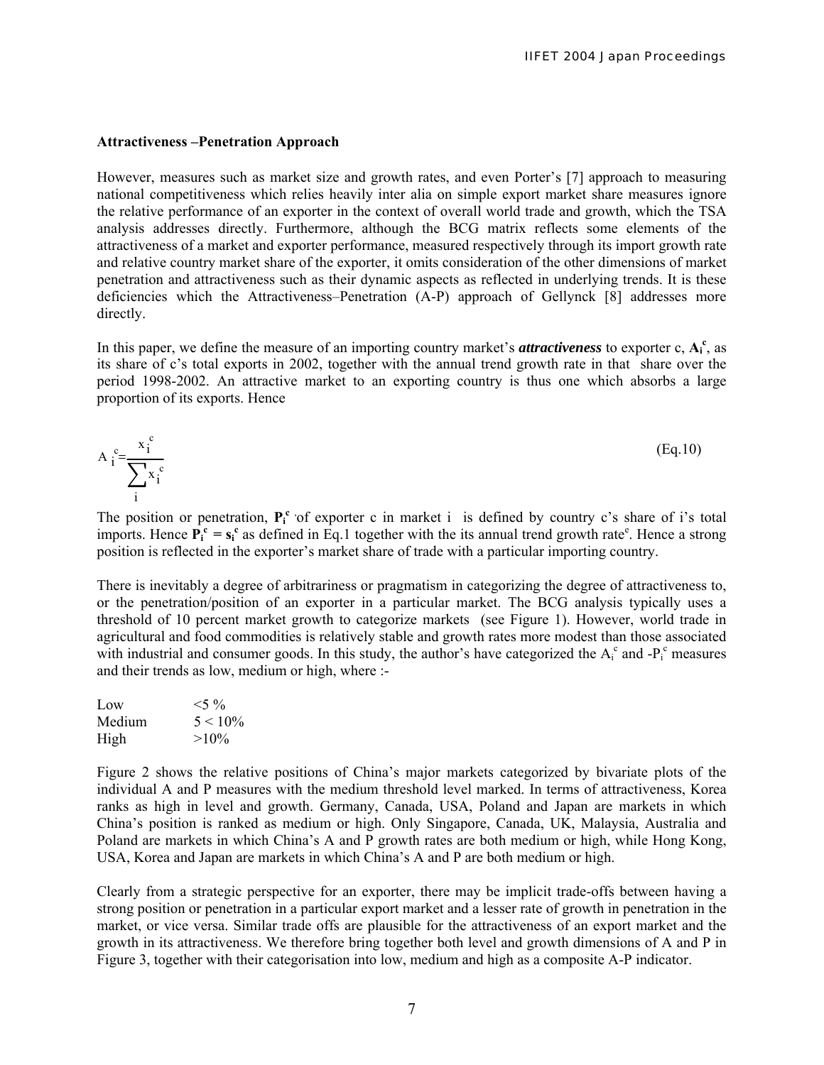**Attractiveness –Penetration Approach**

However, measures such as market size and growth rates, and even Porter's [7] approach to measuring national competitiveness which relies heavily inter alia on simple export market share measures ignore the relative performance of an exporter in the context of overall world trade and growth, which the TSA analysis addresses directly. Furthermore, although the BCG matrix reflects some elements of the attractiveness of a market and exporter performance, measured respectively through its import growth rate and relative country market share of the exporter, it omits consideration of the other dimensions of market penetration and attractiveness such as their dynamic aspects as reflected in underlying trends. It is these deficiencies which the Attractiveness–Penetration (A-P) approach of Gellynck [8] addresses more directly.

In this paper, we define the measure of an importing country market's ***attractiveness*** to exporter c, $\mathbf{A_i^c}$, as its share of c's total exports in 2002, together with the annual trend growth rate in that share over the period 1998-2002. An attractive market to an exporting country is thus one which absorbs a large proportion of its exports. Hence

$$A_i^c = \frac{x_i^c}{\sum_i x_i^c} \qquad \text{(Eq.10)}$$

The position or penetration, $\mathbf{P_i^c}$ of exporter c in market i is defined by country c's share of i's total imports. Hence $\mathbf{P_i^c = s_i^c}$ as defined in Eq.1 together with the its annual trend growth rate[e]. Hence a strong position is reflected in the exporter's market share of trade with a particular importing country.

There is inevitably a degree of arbitrariness or pragmatism in categorizing the degree of attractiveness to, or the penetration/position of an exporter in a particular market. The BCG analysis typically uses a threshold of 10 percent market growth to categorize markets (see Figure 1). However, world trade in agricultural and food commodities is relatively stable and growth rates more modest than those associated with industrial and consumer goods. In this study, the author's have categorized the $A_i^c$ and -$P_i^c$ measures and their trends as low, medium or high, where :-

| | |
|---|---|
| Low | <5 % |
| Medium | 5 < 10% |
| High | >10% |

Figure 2 shows the relative positions of China's major markets categorized by bivariate plots of the individual A and P measures with the medium threshold level marked. In terms of attractiveness, Korea ranks as high in level and growth. Germany, Canada, USA, Poland and Japan are markets in which China's position is ranked as medium or high. Only Singapore, Canada, UK, Malaysia, Australia and Poland are markets in which China's A and P growth rates are both medium or high, while Hong Kong, USA, Korea and Japan are markets in which China's A and P are both medium or high.

Clearly from a strategic perspective for an exporter, there may be implicit trade-offs between having a strong position or penetration in a particular export market and a lesser rate of growth in penetration in the market, or vice versa. Similar trade offs are plausible for the attractiveness of an export market and the growth in its attractiveness. We therefore bring together both level and growth dimensions of A and P in Figure 3, together with their categorisation into low, medium and high as a composite A-P indicator.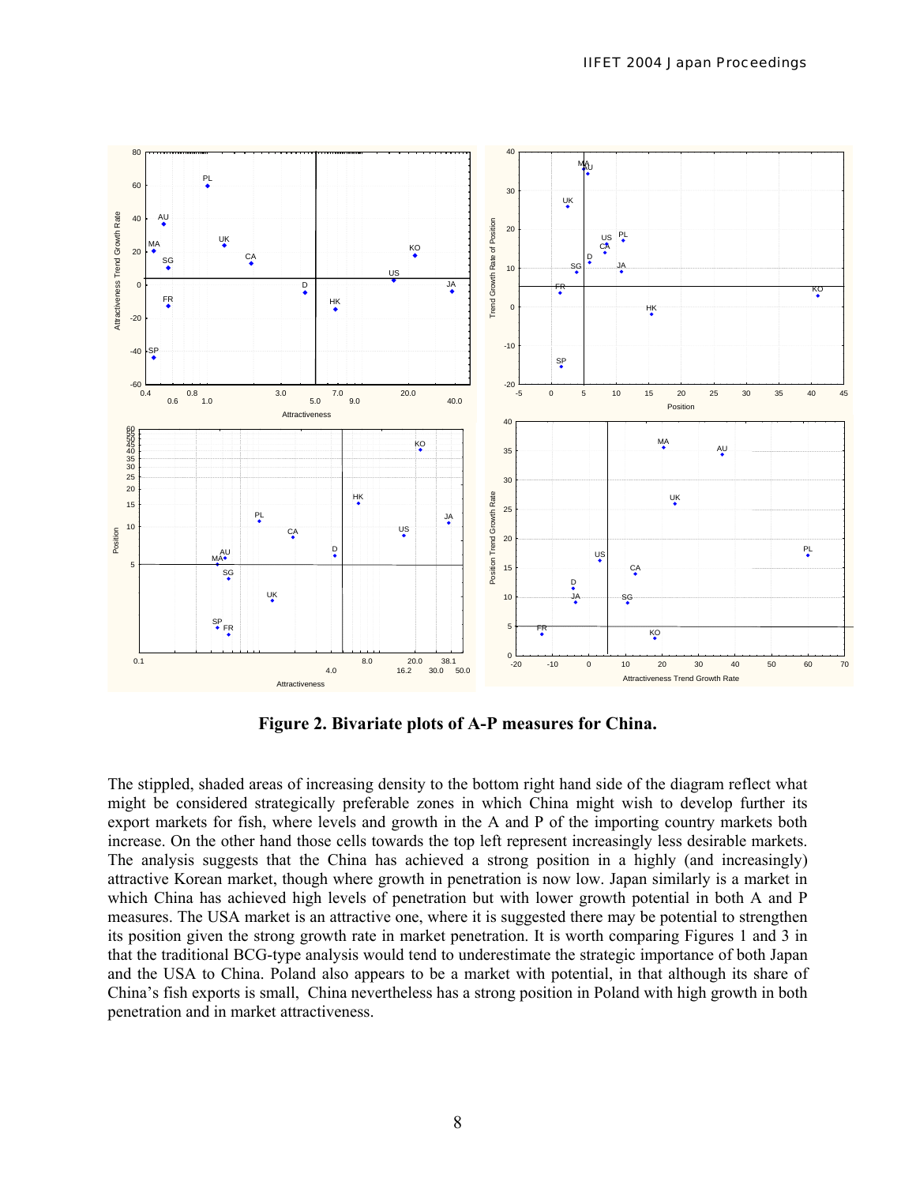**Figure 2. Bivariate plots of A-P measures for China.**

The stippled, shaded areas of increasing density to the bottom right hand side of the diagram reflect what might be considered strategically preferable zones in which China might wish to develop further its export markets for fish, where levels and growth in the A and P of the importing country markets both increase. On the other hand those cells towards the top left represent increasingly less desirable markets. The analysis suggests that the China has achieved a strong position in a highly (and increasingly) attractive Korean market, though where growth in penetration is now low. Japan similarly is a market in which China has achieved high levels of penetration but with lower growth potential in both A and P measures. The USA market is an attractive one, where it is suggested there may be potential to strengthen its position given the strong growth rate in market penetration. It is worth comparing Figures 1 and 3 in that the traditional BCG-type analysis would tend to underestimate the strategic importance of both Japan and the USA to China. Poland also appears to be a market with potential, in that although its share of China's fish exports is small, China nevertheless has a strong position in Poland with high growth in both penetration and in market attractiveness.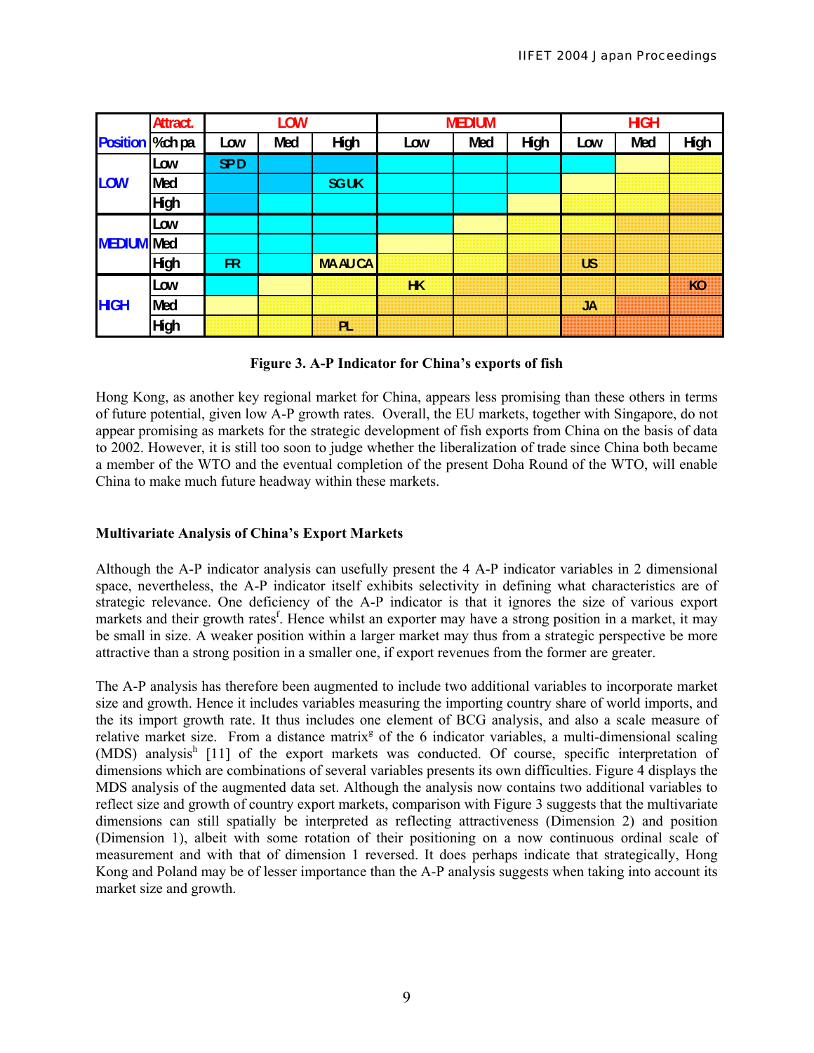| Position | Attract. / %ch pa | LOW | | | MEDIUM | | | HIGH | | |
|---|---|---|---|---|---|---|---|---|---|---|
| | | Low | Med | High | Low | Med | High | Low | Med | High |
| LOW | Low | SP D | | | | | | | | |
| | Med | | | SG UK | | | | | | |
| | High | | | | | | | | | |
| MEDIUM | Low | | | | | | | | | |
| | Med | | | | | | | | | |
| | High | FR | | MA AU CA | | | | US | | |
| HIGH | Low | | | | HK | | | | | KO |
| | Med | | | | | | | JA | | |
| | High | | | PL | | | | | | |

**Figure 3. A-P Indicator for China's exports of fish**

Hong Kong, as another key regional market for China, appears less promising than these others in terms of future potential, given low A-P growth rates. Overall, the EU markets, together with Singapore, do not appear promising as markets for the strategic development of fish exports from China on the basis of data to 2002. However, it is still too soon to judge whether the liberalization of trade since China both became a member of the WTO and the eventual completion of the present Doha Round of the WTO, will enable China to make much future headway within these markets.

### Multivariate Analysis of China's Export Markets

Although the A-P indicator analysis can usefully present the 4 A-P indicator variables in 2 dimensional space, nevertheless, the A-P indicator itself exhibits selectivity in defining what characteristics are of strategic relevance. One deficiency of the A-P indicator is that it ignores the size of various export markets and their growth rates[f]. Hence whilst an exporter may have a strong position in a market, it may be small in size. A weaker position within a larger market may thus from a strategic perspective be more attractive than a strong position in a smaller one, if export revenues from the former are greater.

The A-P analysis has therefore been augmented to include two additional variables to incorporate market size and growth. Hence it includes variables measuring the importing country share of world imports, and the its import growth rate. It thus includes one element of BCG analysis, and also a scale measure of relative market size. From a distance matrix[g] of the 6 indicator variables, a multi-dimensional scaling (MDS) analysis[h] [11] of the export markets was conducted. Of course, specific interpretation of dimensions which are combinations of several variables presents its own difficulties. Figure 4 displays the MDS analysis of the augmented data set. Although the analysis now contains two additional variables to reflect size and growth of country export markets, comparison with Figure 3 suggests that the multivariate dimensions can still spatially be interpreted as reflecting attractiveness (Dimension 2) and position (Dimension 1), albeit with some rotation of their positioning on a now continuous ordinal scale of measurement and with that of dimension 1 reversed. It does perhaps indicate that strategically, Hong Kong and Poland may be of lesser importance than the A-P analysis suggests when taking into account its market size and growth.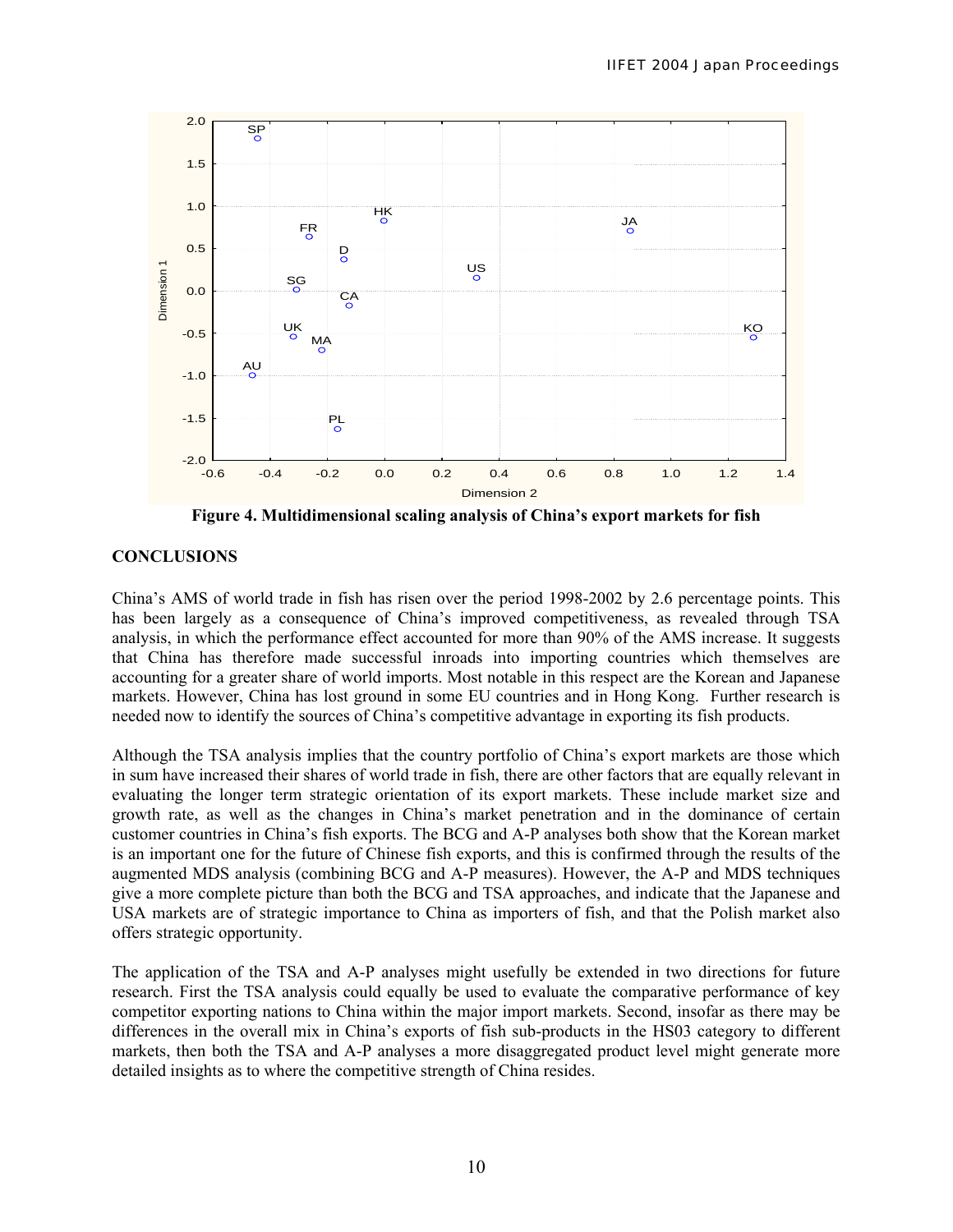Figure 4. Multidimensional scaling analysis of China's export markets for fish

## CONCLUSIONS

China's AMS of world trade in fish has risen over the period 1998-2002 by 2.6 percentage points. This has been largely as a consequence of China's improved competitiveness, as revealed through TSA analysis, in which the performance effect accounted for more than 90% of the AMS increase. It suggests that China has therefore made successful inroads into importing countries which themselves are accounting for a greater share of world imports. Most notable in this respect are the Korean and Japanese markets. However, China has lost ground in some EU countries and in Hong Kong. Further research is needed now to identify the sources of China's competitive advantage in exporting its fish products.

Although the TSA analysis implies that the country portfolio of China's export markets are those which in sum have increased their shares of world trade in fish, there are other factors that are equally relevant in evaluating the longer term strategic orientation of its export markets. These include market size and growth rate, as well as the changes in China's market penetration and in the dominance of certain customer countries in China's fish exports. The BCG and A-P analyses both show that the Korean market is an important one for the future of Chinese fish exports, and this is confirmed through the results of the augmented MDS analysis (combining BCG and A-P measures). However, the A-P and MDS techniques give a more complete picture than both the BCG and TSA approaches, and indicate that the Japanese and USA markets are of strategic importance to China as importers of fish, and that the Polish market also offers strategic opportunity.

The application of the TSA and A-P analyses might usefully be extended in two directions for future research. First the TSA analysis could equally be used to evaluate the comparative performance of key competitor exporting nations to China within the major import markets. Second, insofar as there may be differences in the overall mix in China's exports of fish sub-products in the HS03 category to different markets, then both the TSA and A-P analyses a more disaggregated product level might generate more detailed insights as to where the competitive strength of China resides.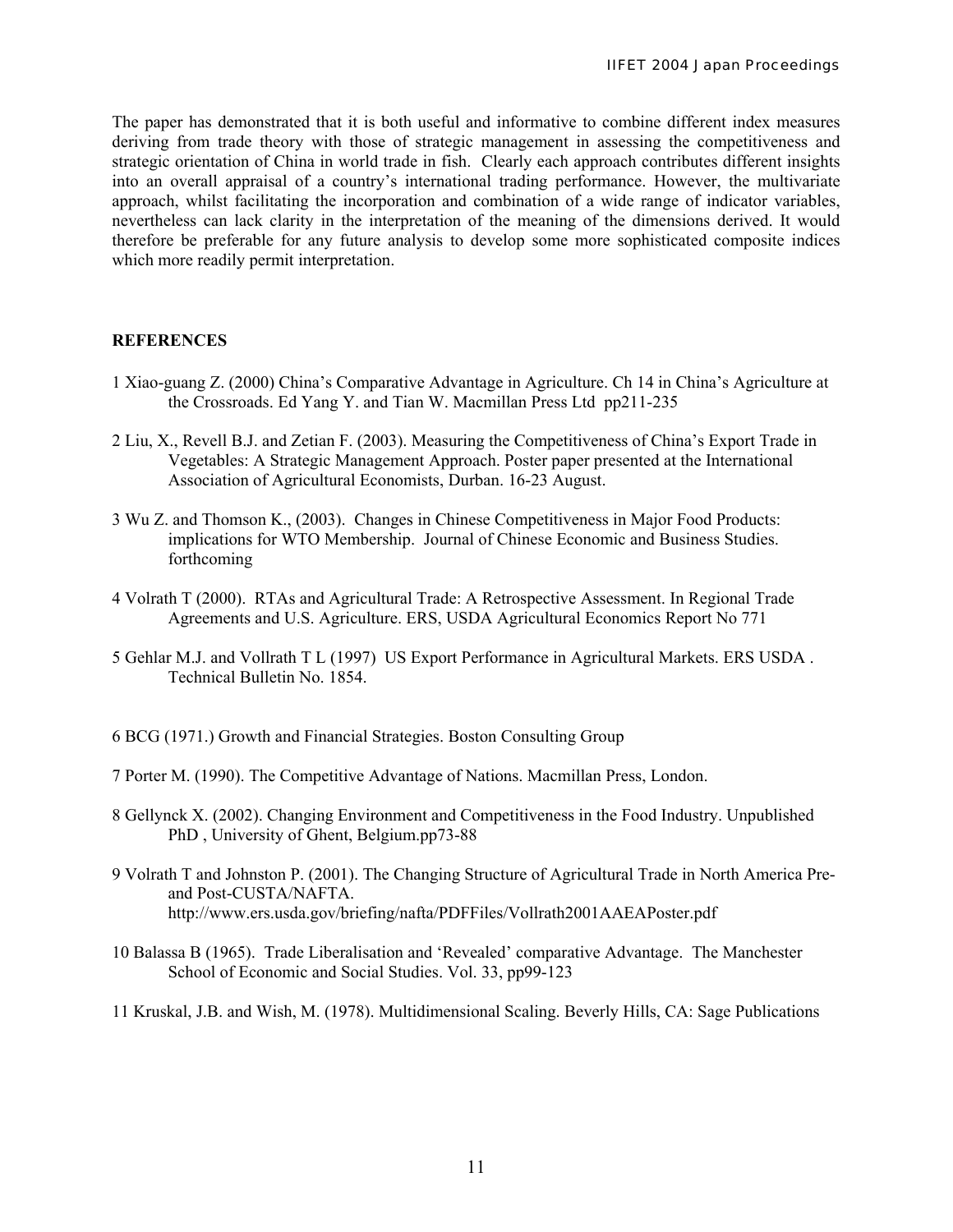The paper has demonstrated that it is both useful and informative to combine different index measures deriving from trade theory with those of strategic management in assessing the competitiveness and strategic orientation of China in world trade in fish. Clearly each approach contributes different insights into an overall appraisal of a country's international trading performance. However, the multivariate approach, whilst facilitating the incorporation and combination of a wide range of indicator variables, nevertheless can lack clarity in the interpretation of the meaning of the dimensions derived. It would therefore be preferable for any future analysis to develop some more sophisticated composite indices which more readily permit interpretation.

## REFERENCES

1 Xiao-guang Z. (2000) China's Comparative Advantage in Agriculture. Ch 14 in China's Agriculture at the Crossroads. Ed Yang Y. and Tian W. Macmillan Press Ltd pp211-235

2 Liu, X., Revell B.J. and Zetian F. (2003). Measuring the Competitiveness of China's Export Trade in Vegetables: A Strategic Management Approach. Poster paper presented at the International Association of Agricultural Economists, Durban. 16-23 August.

3 Wu Z. and Thomson K., (2003). Changes in Chinese Competitiveness in Major Food Products: implications for WTO Membership. Journal of Chinese Economic and Business Studies. forthcoming

4 Volrath T (2000). RTAs and Agricultural Trade: A Retrospective Assessment. In Regional Trade Agreements and U.S. Agriculture. ERS, USDA Agricultural Economics Report No 771

5 Gehlar M.J. and Vollrath T L (1997) US Export Performance in Agricultural Markets. ERS USDA . Technical Bulletin No. 1854.

6 BCG (1971.) Growth and Financial Strategies. Boston Consulting Group

7 Porter M. (1990). The Competitive Advantage of Nations. Macmillan Press, London.

8 Gellynck X. (2002). Changing Environment and Competitiveness in the Food Industry. Unpublished PhD , University of Ghent, Belgium.pp73-88

9 Volrath T and Johnston P. (2001). The Changing Structure of Agricultural Trade in North America Pre- and Post-CUSTA/NAFTA. http://www.ers.usda.gov/briefing/nafta/PDFFiles/Vollrath2001AAEAPoster.pdf

10 Balassa B (1965). Trade Liberalisation and 'Revealed' comparative Advantage. The Manchester School of Economic and Social Studies. Vol. 33, pp99-123

11 Kruskal, J.B. and Wish, M. (1978). Multidimensional Scaling. Beverly Hills, CA: Sage Publications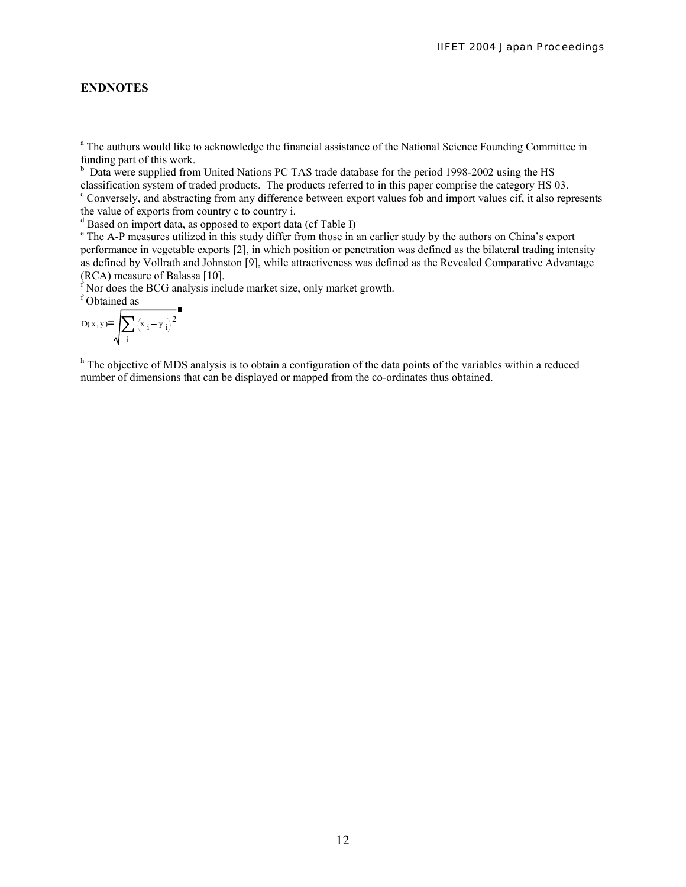## ENDNOTES

[a] The authors would like to acknowledge the financial assistance of the National Science Founding Committee in funding part of this work.

[b] Data were supplied from United Nations PC TAS trade database for the period 1998-2002 using the HS classification system of traded products. The products referred to in this paper comprise the category HS 03.

[c] Conversely, and abstracting from any difference between export values fob and import values cif, it also represents the value of exports from country c to country i.

[d] Based on import data, as opposed to export data (cf Table I)

[e] The A-P measures utilized in this study differ from those in an earlier study by the authors on China's export performance in vegetable exports [2], in which position or penetration was defined as the bilateral trading intensity as defined by Vollrath and Johnston [9], while attractiveness was defined as the Revealed Comparative Advantage (RCA) measure of Balassa [10].

[f] Nor does the BCG analysis include market size, only market growth.

[f] Obtained as

$$D(x,y) = \sqrt{\sum_i (x_i - y_i)^2}$$

[h] The objective of MDS analysis is to obtain a configuration of the data points of the variables within a reduced number of dimensions that can be displayed or mapped from the co-ordinates thus obtained.